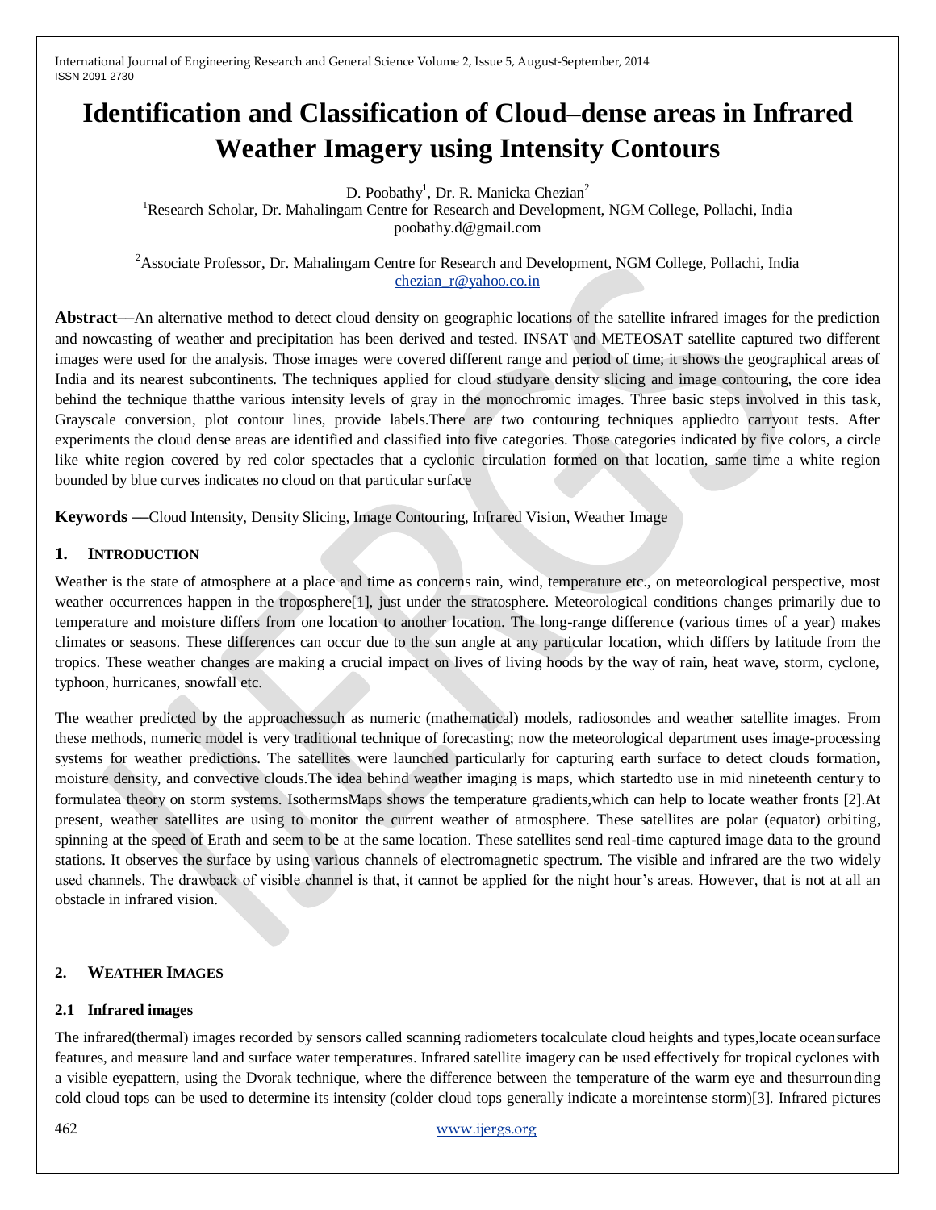# Identification and Classification of Cloud–dense areas in Infrared Weather Imagery using Intensity Contours

D. Poobathy[1], Dr. R. Manicka Chezian[2]

[1]Research Scholar, Dr. Mahalingam Centre for Research and Development, NGM College, Pollachi, India
poobathy.d@gmail.com

[2]Associate Professor, Dr. Mahalingam Centre for Research and Development, NGM College, Pollachi, India
chezian_r@yahoo.co.in

**Abstract**—An alternative method to detect cloud density on geographic locations of the satellite infrared images for the prediction and nowcasting of weather and precipitation has been derived and tested. INSAT and METEOSAT satellite captured two different images were used for the analysis. Those images were covered different range and period of time; it shows the geographical areas of India and its nearest subcontinents. The techniques applied for cloud studyare density slicing and image contouring, the core idea behind the technique thatthe various intensity levels of gray in the monochromic images. Three basic steps involved in this task, Grayscale conversion, plot contour lines, provide labels.There are two contouring techniques appliedto carryout tests. After experiments the cloud dense areas are identified and classified into five categories. Those categories indicated by five colors, a circle like white region covered by red color spectacles that a cyclonic circulation formed on that location, same time a white region bounded by blue curves indicates no cloud on that particular surface

**Keywords** —Cloud Intensity, Density Slicing, Image Contouring, Infrared Vision, Weather Image

## 1. INTRODUCTION

Weather is the state of atmosphere at a place and time as concerns rain, wind, temperature etc., on meteorological perspective, most weather occurrences happen in the troposphere[1], just under the stratosphere. Meteorological conditions changes primarily due to temperature and moisture differs from one location to another location. The long-range difference (various times of a year) makes climates or seasons. These differences can occur due to the sun angle at any particular location, which differs by latitude from the tropics. These weather changes are making a crucial impact on lives of living hoods by the way of rain, heat wave, storm, cyclone, typhoon, hurricanes, snowfall etc.

The weather predicted by the approachessuch as numeric (mathematical) models, radiosondes and weather satellite images. From these methods, numeric model is very traditional technique of forecasting; now the meteorological department uses image-processing systems for weather predictions. The satellites were launched particularly for capturing earth surface to detect clouds formation, moisture density, and convective clouds.The idea behind weather imaging is maps, which startedto use in mid nineteenth century to formulatea theory on storm systems. IsothermsMaps shows the temperature gradients,which can help to locate weather fronts [2].At present, weather satellites are using to monitor the current weather of atmosphere. These satellites are polar (equator) orbiting, spinning at the speed of Erath and seem to be at the same location. These satellites send real-time captured image data to the ground stations. It observes the surface by using various channels of electromagnetic spectrum. The visible and infrared are the two widely used channels. The drawback of visible channel is that, it cannot be applied for the night hour's areas. However, that is not at all an obstacle in infrared vision.

## 2. WEATHER IMAGES

### 2.1 Infrared images

The infrared(thermal) images recorded by sensors called scanning radiometers tocalculate cloud heights and types,locate oceansurface features, and measure land and surface water temperatures. Infrared satellite imagery can be used effectively for tropical cyclones with a visible eyepattern, using the Dvorak technique, where the difference between the temperature of the warm eye and thesurrounding cold cloud tops can be used to determine its intensity (colder cloud tops generally indicate a moreintense storm)[3]. Infrared pictures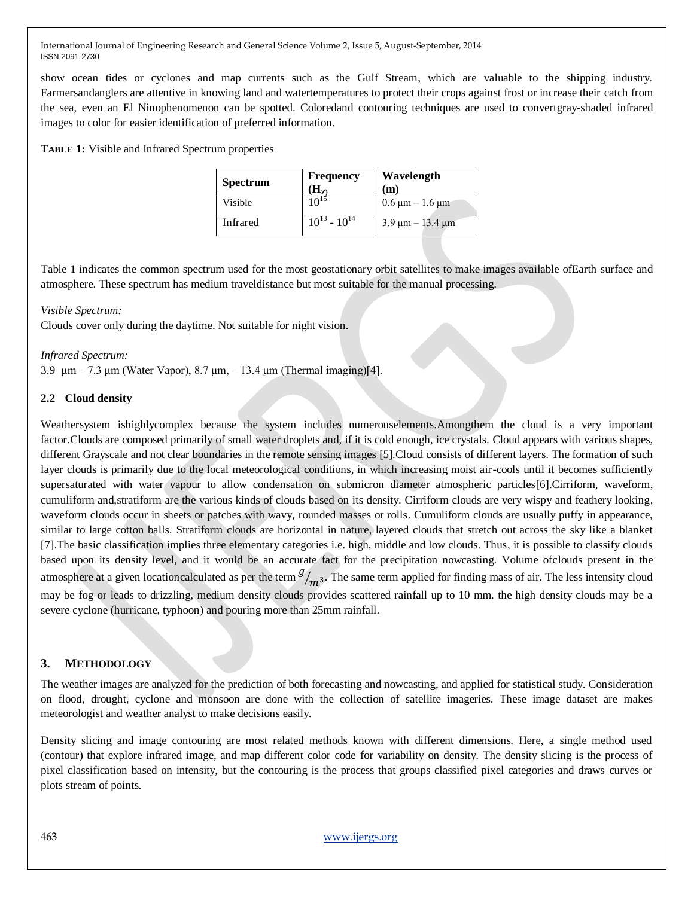show ocean tides or cyclones and map currents such as the Gulf Stream, which are valuable to the shipping industry. Farmersandanglers are attentive in knowing land and watertemperatures to protect their crops against frost or increase their catch from the sea, even an El Ninophenomenon can be spotted. Coloredand contouring techniques are used to convertgray-shaded infrared images to color for easier identification of preferred information.

**TABLE 1:** Visible and Infrared Spectrum properties

| Spectrum | Frequency ($H_Z$) | Wavelength (m) |
|---|---|---|
| Visible | $10^{15}$ | 0.6 μm – 1.6 μm |
| Infrared | $10^{13}$ - $10^{14}$ | 3.9 μm – 13.4 μm |

Table 1 indicates the common spectrum used for the most geostationary orbit satellites to make images available ofEarth surface and atmosphere. These spectrum has medium traveldistance but most suitable for the manual processing.

*Visible Spectrum:*

Clouds cover only during the daytime. Not suitable for night vision.

*Infrared Spectrum:*

3.9 μm – 7.3 μm (Water Vapor), 8.7 μm, – 13.4 μm (Thermal imaging)[4].

### 2.2 Cloud density

Weathersystem ishighlycomplex because the system includes numerouselements.Amongthem the cloud is a very important factor.Clouds are composed primarily of small water droplets and, if it is cold enough, ice crystals. Cloud appears with various shapes, different Grayscale and not clear boundaries in the remote sensing images [5].Cloud consists of different layers. The formation of such layer clouds is primarily due to the local meteorological conditions, in which increasing moist air-cools until it becomes sufficiently supersaturated with water vapour to allow condensation on submicron diameter atmospheric particles[6].Cirriform, waveform, cumuliform and,stratiform are the various kinds of clouds based on its density. Cirriform clouds are very wispy and feathery looking, waveform clouds occur in sheets or patches with wavy, rounded masses or rolls. Cumuliform clouds are usually puffy in appearance, similar to large cotton balls. Stratiform clouds are horizontal in nature, layered clouds that stretch out across the sky like a blanket [7].The basic classification implies three elementary categories i.e. high, middle and low clouds. Thus, it is possible to classify clouds based upon its density level, and it would be an accurate fact for the precipitation nowcasting. Volume ofclouds present in the atmosphere at a given locationcalculated as per the term $g/_{m^3}$. The same term applied for finding mass of air. The less intensity cloud may be fog or leads to drizzling, medium density clouds provides scattered rainfall up to 10 mm. the high density clouds may be a severe cyclone (hurricane, typhoon) and pouring more than 25mm rainfall.

## 3. METHODOLOGY

The weather images are analyzed for the prediction of both forecasting and nowcasting, and applied for statistical study. Consideration on flood, drought, cyclone and monsoon are done with the collection of satellite imageries. These image dataset are makes meteorologist and weather analyst to make decisions easily.

Density slicing and image contouring are most related methods known with different dimensions. Here, a single method used (contour) that explore infrared image, and map different color code for variability on density. The density slicing is the process of pixel classification based on intensity, but the contouring is the process that groups classified pixel categories and draws curves or plots stream of points.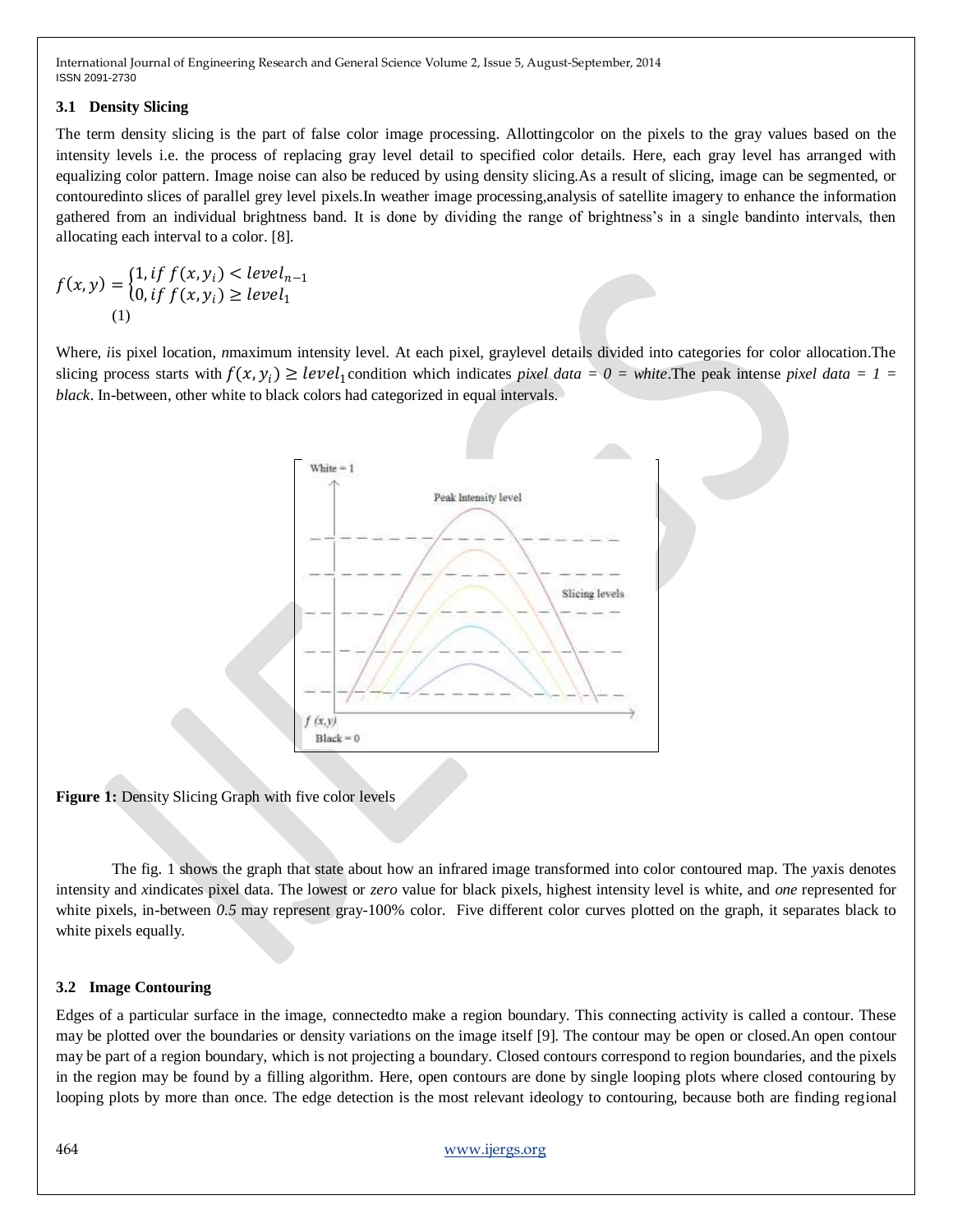### 3.1 Density Slicing

The term density slicing is the part of false color image processing. Allottingcolor on the pixels to the gray values based on the intensity levels i.e. the process of replacing gray level detail to specified color details. Here, each gray level has arranged with equalizing color pattern. Image noise can also be reduced by using density slicing.As a result of slicing, image can be segmented, or contouredinto slices of parallel grey level pixels.In weather image processing,analysis of satellite imagery to enhance the information gathered from an individual brightness band. It is done by dividing the range of brightness's in a single bandinto intervals, then allocating each interval to a color. [8].

$$f(x,y) = \begin{cases} 1, if\ f(x,y_i) < level_{n-1} \\ 0, if\ f(x,y_i) \geq level_1 \end{cases} \quad (1)$$

Where, *i*is pixel location, *n*maximum intensity level. At each pixel, graylevel details divided into categories for color allocation.The slicing process starts with $f(x,y_i) \geq level_1$ condition which indicates *pixel data = 0 = white*.The peak intense *pixel data = 1 = black*. In-between, other white to black colors had categorized in equal intervals.

**Figure 1:** Density Slicing Graph with five color levels

The fig. 1 shows the graph that state about how an infrared image transformed into color contoured map. The *y*axis denotes intensity and *x*indicates pixel data. The lowest or *zero* value for black pixels, highest intensity level is white, and *one* represented for white pixels, in-between *0.5* may represent gray-100% color. Five different color curves plotted on the graph, it separates black to white pixels equally.

### 3.2 Image Contouring

Edges of a particular surface in the image, connectedto make a region boundary. This connecting activity is called a contour. These may be plotted over the boundaries or density variations on the image itself [9]. The contour may be open or closed.An open contour may be part of a region boundary, which is not projecting a boundary. Closed contours correspond to region boundaries, and the pixels in the region may be found by a filling algorithm. Here, open contours are done by single looping plots where closed contouring by looping plots by more than once. The edge detection is the most relevant ideology to contouring, because both are finding regional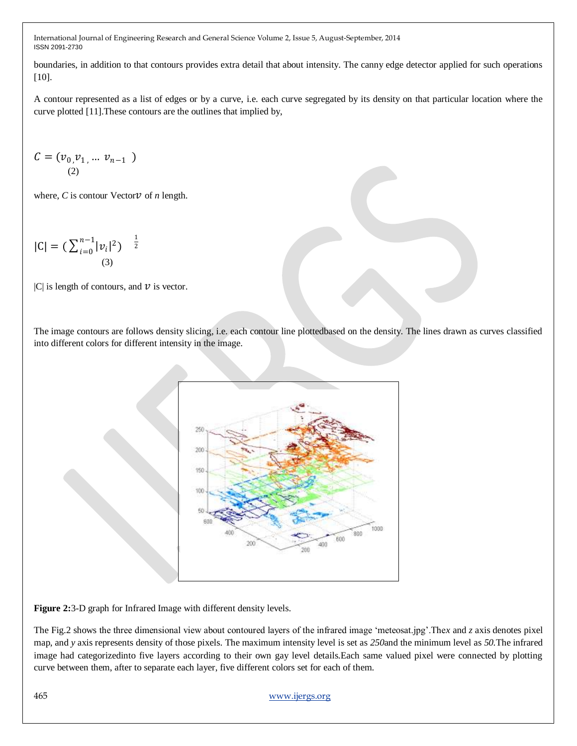boundaries, in addition to that contours provides extra detail that about intensity. The canny edge detector applied for such operations [10].

A contour represented as a list of edges or by a curve, i.e. each curve segregated by its density on that particular location where the curve plotted [11].These contours are the outlines that implied by,

$$C = (v_{0,}v_{1,} \ldots \ v_{n-1}\ ) \quad (2)$$

where, *C* is contour Vector$v$ of *n* length.

$$|C| = (\sum_{i=0}^{n-1} |v_i|^2)^{\frac{1}{2}} \quad (3)$$

|C| is length of contours, and $v$ is vector.

The image contours are follows density slicing, i.e. each contour line plottedbased on the density. The lines drawn as curves classified into different colors for different intensity in the image.

**Figure 2:**3-D graph for Infrared Image with different density levels.

The Fig.2 shows the three dimensional view about contoured layers of the infrared image 'meteosat.jpg'.The*x* and *z* axis denotes pixel map, and *y* axis represents density of those pixels. The maximum intensity level is set as *250*and the minimum level as *50.*The infrared image had categorizedinto five layers according to their own gay level details.Each same valued pixel were connected by plotting curve between them, after to separate each layer, five different colors set for each of them.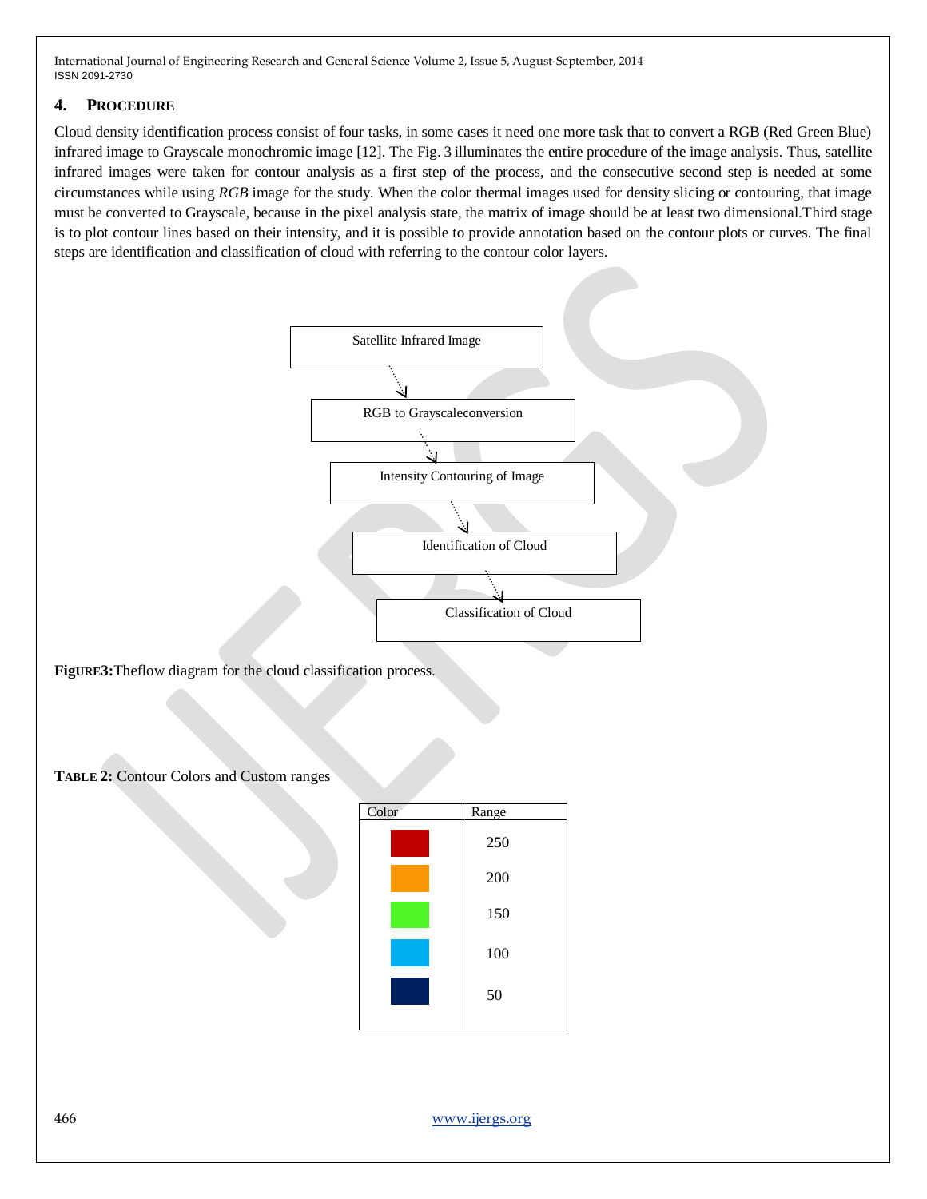## 4. PROCEDURE

Cloud density identification process consist of four tasks, in some cases it need one more task that to convert a RGB (Red Green Blue) infrared image to Grayscale monochromic image [12]. The Fig. 3 illuminates the entire procedure of the image analysis. Thus, satellite infrared images were taken for contour analysis as a first step of the process, and the consecutive second step is needed at some circumstances while using *RGB* image for the study. When the color thermal images used for density slicing or contouring, that image must be converted to Grayscale, because in the pixel analysis state, the matrix of image should be at least two dimensional.Third stage is to plot contour lines based on their intensity, and it is possible to provide annotation based on the contour plots or curves. The final steps are identification and classification of cloud with referring to the contour color layers.

Satellite Infrared Image → RGB to Grayscaleconversion → Intensity Contouring of Image → Identification of Cloud → Classification of Cloud

**FIGURE3:** Theflow diagram for the cloud classification process.

**TABLE 2:** Contour Colors and Custom ranges

| Color | Range |
|---|---|
| Red | 250 |
| Orange | 200 |
| Green | 150 |
| Light blue | 100 |
| Dark blue | 50 |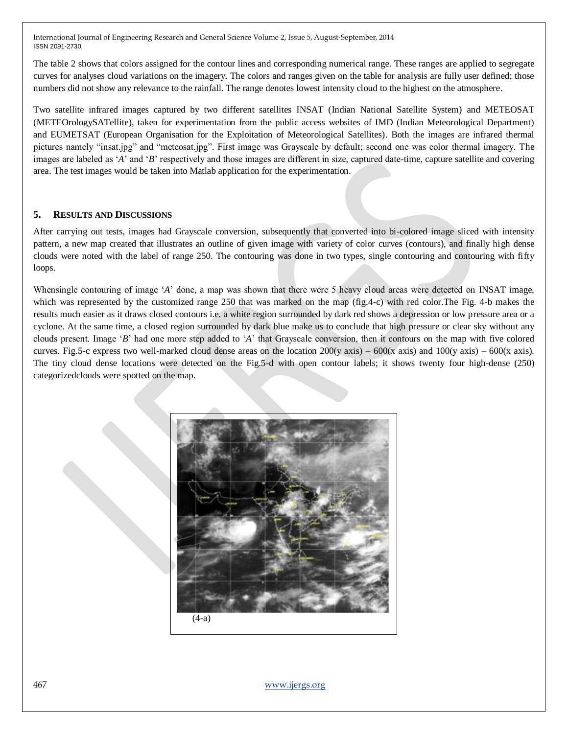The table 2 shows that colors assigned for the contour lines and corresponding numerical range. These ranges are applied to segregate curves for analyses cloud variations on the imagery. The colors and ranges given on the table for analysis are fully user defined; those numbers did not show any relevance to the rainfall. The range denotes lowest intensity cloud to the highest on the atmosphere.

Two satellite infrared images captured by two different satellites INSAT (Indian National Satellite System) and METEOSAT (METEOrologySATellite), taken for experimentation from the public access websites of IMD (Indian Meteorological Department) and EUMETSAT (European Organisation for the Exploitation of Meteorological Satellites). Both the images are infrared thermal pictures namely "insat.jpg" and "meteosat.jpg". First image was Grayscale by default; second one was color thermal imagery. The images are labeled as '*A*' and '*B*' respectively and those images are different in size, captured date-time, capture satellite and covering area. The test images would be taken into Matlab application for the experimentation.

## 5. Results and Discussions

After carrying out tests, images had Grayscale conversion, subsequently that converted into bi-colored image sliced with intensity pattern, a new map created that illustrates an outline of given image with variety of color curves (contours), and finally high dense clouds were noted with the label of range 250. The contouring was done in two types, single contouring and contouring with fifty loops.

Whensingle contouring of image '*A*' done, a map was shown that there were 5 heavy cloud areas were detected on INSAT image, which was represented by the customized range 250 that was marked on the map (fig.4-c) with red color.The Fig. 4-b makes the results much easier as it draws closed contours i.e. a white region surrounded by dark red shows a depression or low pressure area or a cyclone. At the same time, a closed region surrounded by dark blue make us to conclude that high pressure or clear sky without any clouds present. Image '*B*' had one more step added to '*A*' that Grayscale conversion, then it contours on the map with five colored curves. Fig.5-c express two well-marked cloud dense areas on the location 200(y axis) – 600(x axis) and 100(y axis) – 600(x axis). The tiny cloud dense locations were detected on the Fig.5-d with open contour labels; it shows twenty four high-dense (250) categorizedclouds were spotted on the map.

(4-a)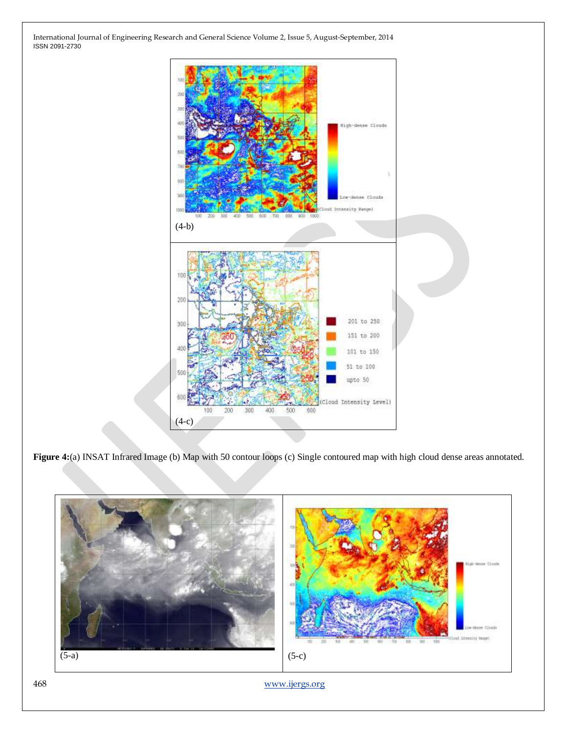(4-b)

(4-c)

**Figure 4:**(a) INSAT Infrared Image (b) Map with 50 contour loops (c) Single contoured map with high cloud dense areas annotated.

(5-a)

(5-c)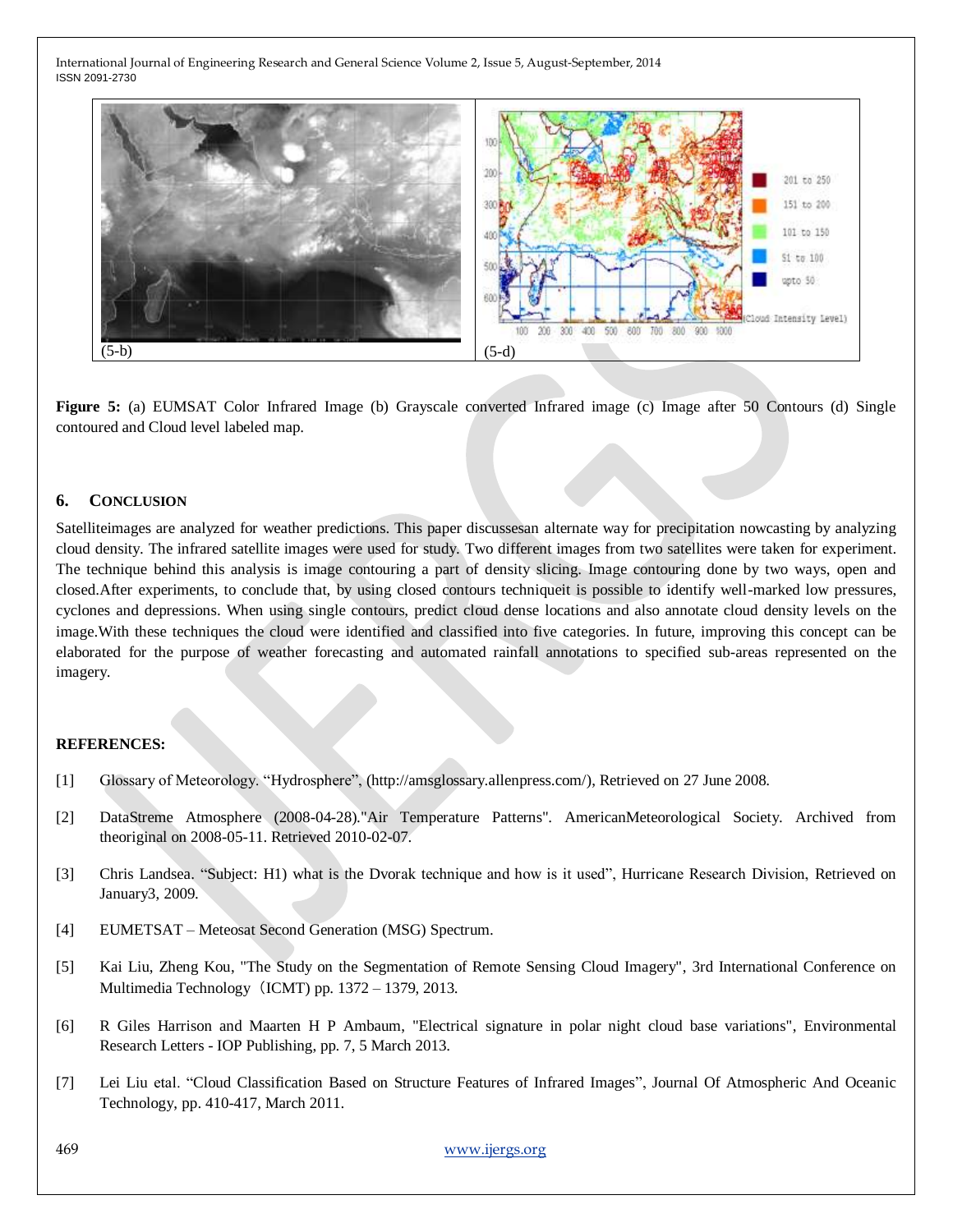(5-b) (5-d)

**Figure 5:** (a) EUMSAT Color Infrared Image (b) Grayscale converted Infrared image (c) Image after 50 Contours (d) Single contoured and Cloud level labeled map.

## 6. CONCLUSION

Satelliteimages are analyzed for weather predictions. This paper discussesan alternate way for precipitation nowcasting by analyzing cloud density. The infrared satellite images were used for study. Two different images from two satellites were taken for experiment. The technique behind this analysis is image contouring a part of density slicing. Image contouring done by two ways, open and closed.After experiments, to conclude that, by using closed contours techniqueit is possible to identify well-marked low pressures, cyclones and depressions. When using single contours, predict cloud dense locations and also annotate cloud density levels on the image.With these techniques the cloud were identified and classified into five categories. In future, improving this concept can be elaborated for the purpose of weather forecasting and automated rainfall annotations to specified sub-areas represented on the imagery.

## REFERENCES:

[1] Glossary of Meteorology. "Hydrosphere", (http://amsglossary.allenpress.com/), Retrieved on 27 June 2008.

[2] DataStreme Atmosphere (2008-04-28)."Air Temperature Patterns". AmericanMeteorological Society. Archived from theoriginal on 2008-05-11. Retrieved 2010-02-07.

[3] Chris Landsea. "Subject: H1) what is the Dvorak technique and how is it used", Hurricane Research Division, Retrieved on January3, 2009.

[4] EUMETSAT – Meteosat Second Generation (MSG) Spectrum.

[5] Kai Liu, Zheng Kou, "The Study on the Segmentation of Remote Sensing Cloud Imagery", 3rd International Conference on Multimedia Technology（ICMT) pp. 1372 – 1379, 2013.

[6] R Giles Harrison and Maarten H P Ambaum, "Electrical signature in polar night cloud base variations", Environmental Research Letters - IOP Publishing, pp. 7, 5 March 2013.

[7] Lei Liu etal. "Cloud Classification Based on Structure Features of Infrared Images", Journal Of Atmospheric And Oceanic Technology, pp. 410-417, March 2011.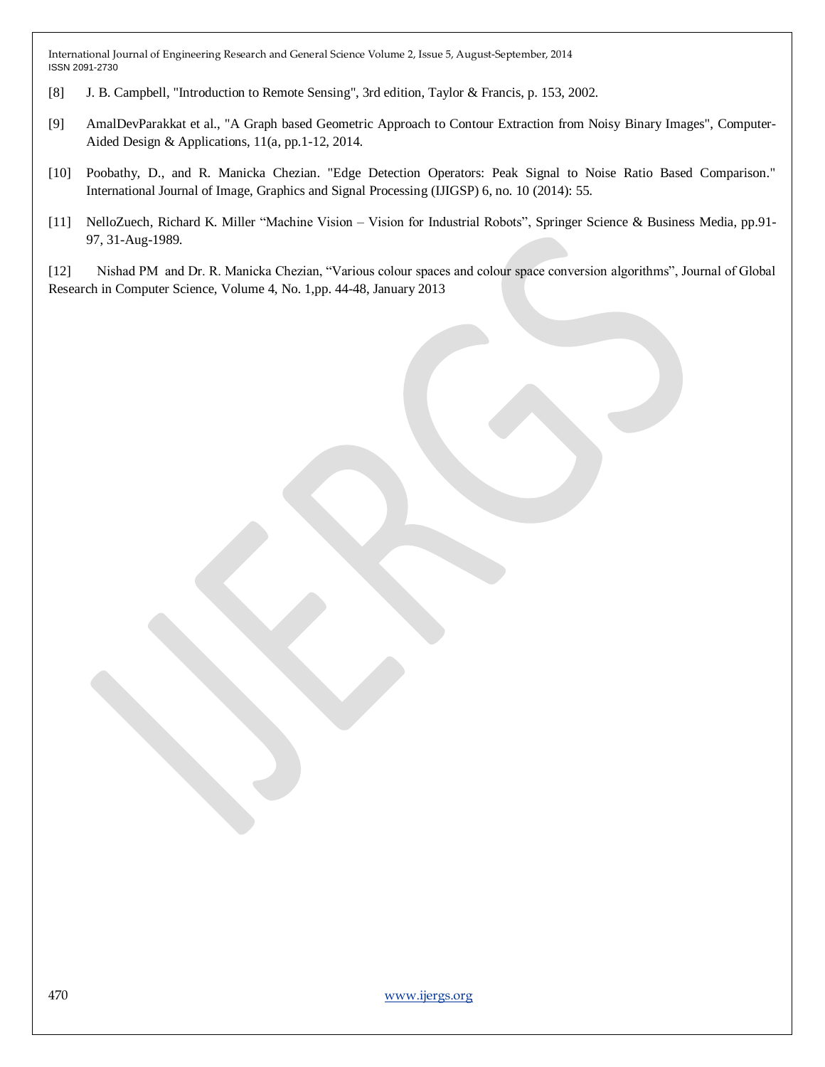[8] J. B. Campbell, "Introduction to Remote Sensing", 3rd edition, Taylor & Francis, p. 153, 2002.

[9] AmalDevParakkat et al., "A Graph based Geometric Approach to Contour Extraction from Noisy Binary Images", Computer-Aided Design & Applications, 11(a, pp.1-12, 2014.

[10] Poobathy, D., and R. Manicka Chezian. "Edge Detection Operators: Peak Signal to Noise Ratio Based Comparison." International Journal of Image, Graphics and Signal Processing (IJIGSP) 6, no. 10 (2014): 55.

[11] NelloZuech, Richard K. Miller "Machine Vision – Vision for Industrial Robots", Springer Science & Business Media, pp.91-97, 31-Aug-1989.

[12] Nishad PM and Dr. R. Manicka Chezian, "Various colour spaces and colour space conversion algorithms", Journal of Global Research in Computer Science, Volume 4, No. 1,pp. 44-48, January 2013